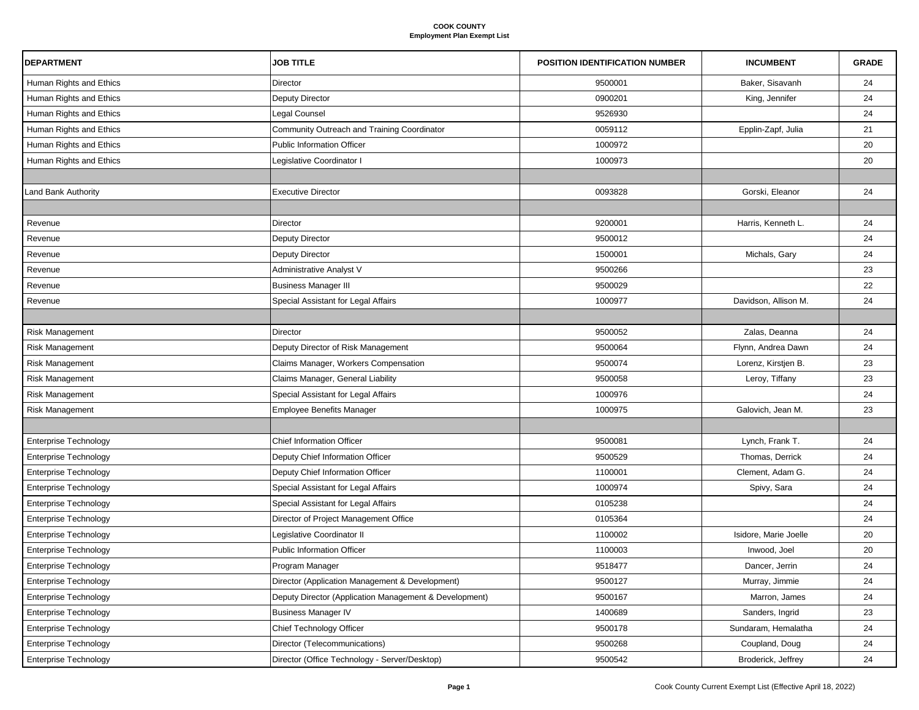**COOK COUNTY**
**Employment Plan Exempt List**

| DEPARTMENT | JOB TITLE | POSITION IDENTIFICATION NUMBER | INCUMBENT | GRADE |
|---|---|---|---|---|
| Human Rights and Ethics | Director | 9500001 | Baker, Sisavanh | 24 |
| Human Rights and Ethics | Deputy Director | 0900201 | King, Jennifer | 24 |
| Human Rights and Ethics | Legal Counsel | 9526930 | | 24 |
| Human Rights and Ethics | Community Outreach and Training Coordinator | 0059112 | Epplin-Zapf, Julia | 21 |
| Human Rights and Ethics | Public Information Officer | 1000972 | | 20 |
| Human Rights and Ethics | Legislative Coordinator I | 1000973 | | 20 |
| | | | | |
| Land Bank Authority | Executive Director | 0093828 | Gorski, Eleanor | 24 |
| | | | | |
| Revenue | Director | 9200001 | Harris, Kenneth L. | 24 |
| Revenue | Deputy Director | 9500012 | | 24 |
| Revenue | Deputy Director | 1500001 | Michals, Gary | 24 |
| Revenue | Administrative Analyst V | 9500266 | | 23 |
| Revenue | Business Manager III | 9500029 | | 22 |
| Revenue | Special Assistant for Legal Affairs | 1000977 | Davidson, Allison M. | 24 |
| | | | | |
| Risk Management | Director | 9500052 | Zalas, Deanna | 24 |
| Risk Management | Deputy Director of Risk Management | 9500064 | Flynn, Andrea Dawn | 24 |
| Risk Management | Claims Manager, Workers Compensation | 9500074 | Lorenz, Kirstjen B. | 23 |
| Risk Management | Claims Manager, General Liability | 9500058 | Leroy, Tiffany | 23 |
| Risk Management | Special Assistant for Legal Affairs | 1000976 | | 24 |
| Risk Management | Employee Benefits Manager | 1000975 | Galovich, Jean M. | 23 |
| | | | | |
| Enterprise Technology | Chief Information Officer | 9500081 | Lynch, Frank T. | 24 |
| Enterprise Technology | Deputy Chief Information Officer | 9500529 | Thomas, Derrick | 24 |
| Enterprise Technology | Deputy Chief Information Officer | 1100001 | Clement, Adam G. | 24 |
| Enterprise Technology | Special Assistant for Legal Affairs | 1000974 | Spivy, Sara | 24 |
| Enterprise Technology | Special Assistant for Legal Affairs | 0105238 | | 24 |
| Enterprise Technology | Director of Project Management Office | 0105364 | | 24 |
| Enterprise Technology | Legislative Coordinator II | 1100002 | Isidore, Marie Joelle | 20 |
| Enterprise Technology | Public Information Officer | 1100003 | Inwood, Joel | 20 |
| Enterprise Technology | Program Manager | 9518477 | Dancer, Jerrin | 24 |
| Enterprise Technology | Director (Application Management & Development) | 9500127 | Murray, Jimmie | 24 |
| Enterprise Technology | Deputy Director (Application Management & Development) | 9500167 | Marron, James | 24 |
| Enterprise Technology | Business Manager IV | 1400689 | Sanders, Ingrid | 23 |
| Enterprise Technology | Chief Technology Officer | 9500178 | Sundaram, Hemalatha | 24 |
| Enterprise Technology | Director (Telecommunications) | 9500268 | Coupland, Doug | 24 |
| Enterprise Technology | Director (Office Technology - Server/Desktop) | 9500542 | Broderick, Jeffrey | 24 |

Cook County Current Exempt List (Effective April 18, 2022)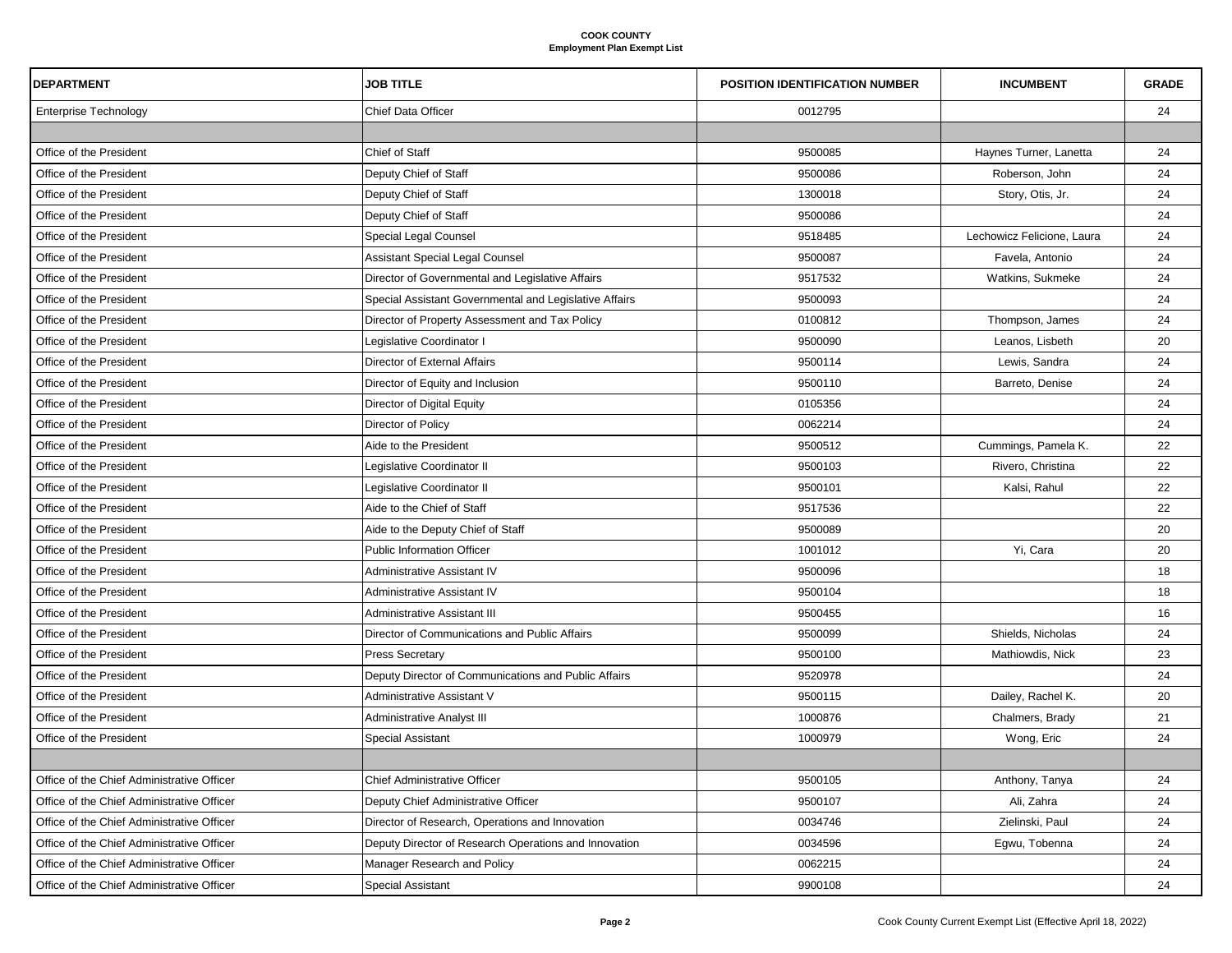**COOK COUNTY**
**Employment Plan Exempt List**

| DEPARTMENT | JOB TITLE | POSITION IDENTIFICATION NUMBER | INCUMBENT | GRADE |
|---|---|---|---|---|
| Enterprise Technology | Chief Data Officer | 0012795 | | 24 |
| | | | | |
| Office of the President | Chief of Staff | 9500085 | Haynes Turner, Lanetta | 24 |
| Office of the President | Deputy Chief of Staff | 9500086 | Roberson, John | 24 |
| Office of the President | Deputy Chief of Staff | 1300018 | Story, Otis, Jr. | 24 |
| Office of the President | Deputy Chief of Staff | 9500086 | | 24 |
| Office of the President | Special Legal Counsel | 9518485 | Lechowicz Felicione, Laura | 24 |
| Office of the President | Assistant Special Legal Counsel | 9500087 | Favela, Antonio | 24 |
| Office of the President | Director of Governmental and Legislative Affairs | 9517532 | Watkins, Sukmeke | 24 |
| Office of the President | Special Assistant Governmental and Legislative Affairs | 9500093 | | 24 |
| Office of the President | Director of Property Assessment and Tax Policy | 0100812 | Thompson, James | 24 |
| Office of the President | Legislative Coordinator I | 9500090 | Leanos, Lisbeth | 20 |
| Office of the President | Director of External Affairs | 9500114 | Lewis, Sandra | 24 |
| Office of the President | Director of Equity and Inclusion | 9500110 | Barreto, Denise | 24 |
| Office of the President | Director of Digital Equity | 0105356 | | 24 |
| Office of the President | Director of Policy | 0062214 | | 24 |
| Office of the President | Aide to the President | 9500512 | Cummings, Pamela K. | 22 |
| Office of the President | Legislative Coordinator II | 9500103 | Rivero, Christina | 22 |
| Office of the President | Legislative Coordinator II | 9500101 | Kalsi, Rahul | 22 |
| Office of the President | Aide to the Chief of Staff | 9517536 | | 22 |
| Office of the President | Aide to the Deputy Chief of Staff | 9500089 | | 20 |
| Office of the President | Public Information Officer | 1001012 | Yi, Cara | 20 |
| Office of the President | Administrative Assistant IV | 9500096 | | 18 |
| Office of the President | Administrative Assistant IV | 9500104 | | 18 |
| Office of the President | Administrative Assistant III | 9500455 | | 16 |
| Office of the President | Director of Communications and Public Affairs | 9500099 | Shields, Nicholas | 24 |
| Office of the President | Press Secretary | 9500100 | Mathiowdis, Nick | 23 |
| Office of the President | Deputy Director of Communications and Public Affairs | 9520978 | | 24 |
| Office of the President | Administrative Assistant V | 9500115 | Dailey, Rachel K. | 20 |
| Office of the President | Administrative Analyst III | 1000876 | Chalmers, Brady | 21 |
| Office of the President | Special Assistant | 1000979 | Wong, Eric | 24 |
| | | | | |
| Office of the Chief Administrative Officer | Chief Administrative Officer | 9500105 | Anthony, Tanya | 24 |
| Office of the Chief Administrative Officer | Deputy Chief Administrative Officer | 9500107 | Ali, Zahra | 24 |
| Office of the Chief Administrative Officer | Director of Research, Operations and Innovation | 0034746 | Zielinski, Paul | 24 |
| Office of the Chief Administrative Officer | Deputy Director of Research Operations and Innovation | 0034596 | Egwu, Tobenna | 24 |
| Office of the Chief Administrative Officer | Manager Research and Policy | 0062215 | | 24 |
| Office of the Chief Administrative Officer | Special Assistant | 9900108 | | 24 |

Cook County Current Exempt List (Effective April 18, 2022)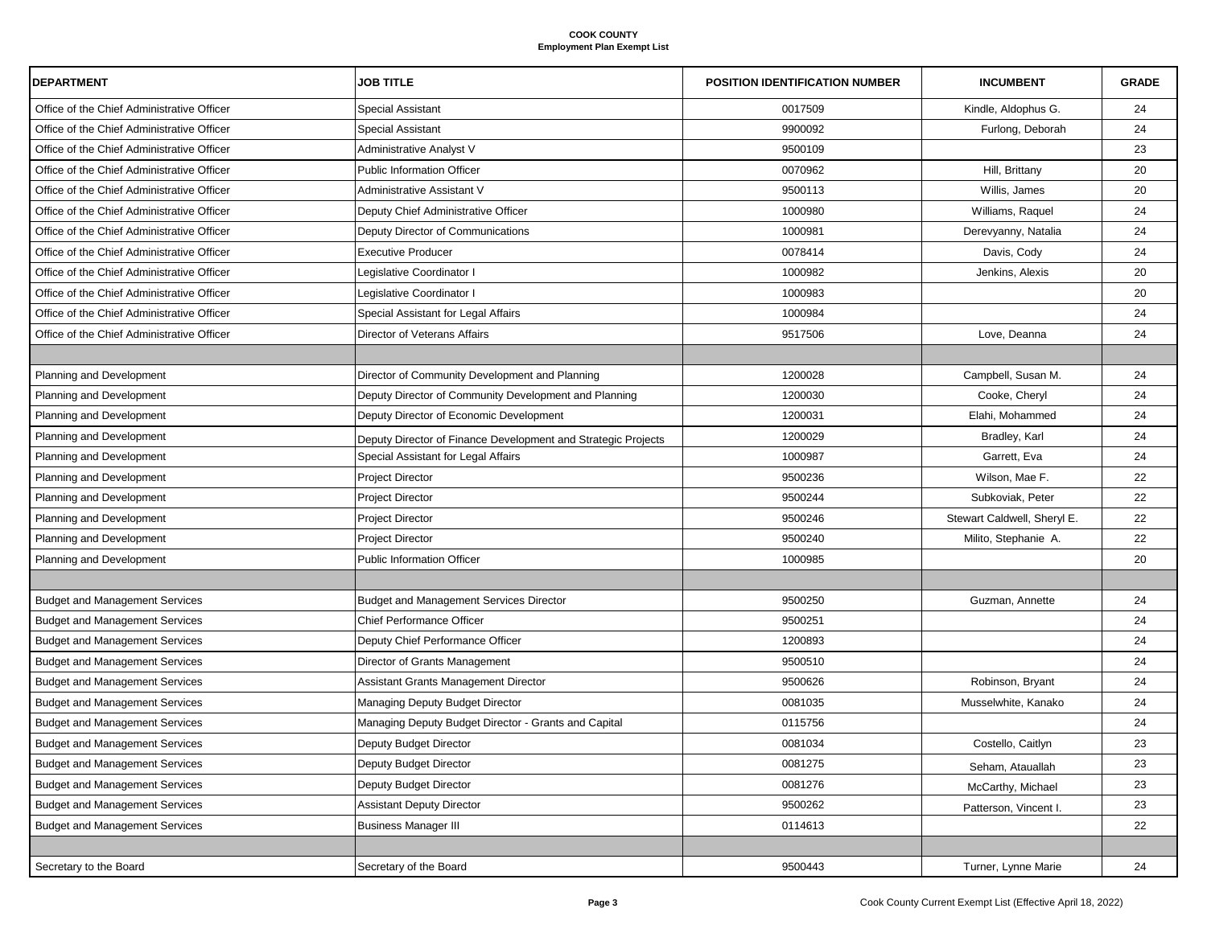**COOK COUNTY**
**Employment Plan Exempt List**

| DEPARTMENT | JOB TITLE | POSITION IDENTIFICATION NUMBER | INCUMBENT | GRADE |
|---|---|---|---|---|
| Office of the Chief Administrative Officer | Special Assistant | 0017509 | Kindle, Aldophus G. | 24 |
| Office of the Chief Administrative Officer | Special Assistant | 9900092 | Furlong, Deborah | 24 |
| Office of the Chief Administrative Officer | Administrative Analyst V | 9500109 | | 23 |
| Office of the Chief Administrative Officer | Public Information Officer | 0070962 | Hill, Brittany | 20 |
| Office of the Chief Administrative Officer | Administrative Assistant V | 9500113 | Willis, James | 20 |
| Office of the Chief Administrative Officer | Deputy Chief Administrative Officer | 1000980 | Williams, Raquel | 24 |
| Office of the Chief Administrative Officer | Deputy Director of Communications | 1000981 | Derevyanny, Natalia | 24 |
| Office of the Chief Administrative Officer | Executive Producer | 0078414 | Davis, Cody | 24 |
| Office of the Chief Administrative Officer | Legislative Coordinator I | 1000982 | Jenkins, Alexis | 20 |
| Office of the Chief Administrative Officer | Legislative Coordinator I | 1000983 | | 20 |
| Office of the Chief Administrative Officer | Special Assistant for Legal Affairs | 1000984 | | 24 |
| Office of the Chief Administrative Officer | Director of Veterans Affairs | 9517506 | Love, Deanna | 24 |
| | | | | |
| Planning and Development | Director of Community Development and Planning | 1200028 | Campbell, Susan M. | 24 |
| Planning and Development | Deputy Director of Community Development and Planning | 1200030 | Cooke, Cheryl | 24 |
| Planning and Development | Deputy Director of Economic Development | 1200031 | Elahi, Mohammed | 24 |
| Planning and Development | Deputy Director of Finance Development and Strategic Projects | 1200029 | Bradley, Karl | 24 |
| Planning and Development | Special Assistant for Legal Affairs | 1000987 | Garrett, Eva | 24 |
| Planning and Development | Project Director | 9500236 | Wilson, Mae F. | 22 |
| Planning and Development | Project Director | 9500244 | Subkoviak, Peter | 22 |
| Planning and Development | Project Director | 9500246 | Stewart Caldwell, Sheryl E. | 22 |
| Planning and Development | Project Director | 9500240 | Milito, Stephanie A. | 22 |
| Planning and Development | Public Information Officer | 1000985 | | 20 |
| | | | | |
| Budget and Management Services | Budget and Management Services Director | 9500250 | Guzman, Annette | 24 |
| Budget and Management Services | Chief Performance Officer | 9500251 | | 24 |
| Budget and Management Services | Deputy Chief Performance Officer | 1200893 | | 24 |
| Budget and Management Services | Director of Grants Management | 9500510 | | 24 |
| Budget and Management Services | Assistant Grants Management Director | 9500626 | Robinson, Bryant | 24 |
| Budget and Management Services | Managing Deputy Budget Director | 0081035 | Musselwhite, Kanako | 24 |
| Budget and Management Services | Managing Deputy Budget Director - Grants and Capital | 0115756 | | 24 |
| Budget and Management Services | Deputy Budget Director | 0081034 | Costello, Caitlyn | 23 |
| Budget and Management Services | Deputy Budget Director | 0081275 | Seham, Ataullah | 23 |
| Budget and Management Services | Deputy Budget Director | 0081276 | McCarthy, Michael | 23 |
| Budget and Management Services | Assistant Deputy Director | 9500262 | Patterson, Vincent I. | 23 |
| Budget and Management Services | Business Manager III | 0114613 | | 22 |
| | | | | |
| Secretary to the Board | Secretary of the Board | 9500443 | Turner, Lynne Marie | 24 |

Cook County Current Exempt List (Effective April 18, 2022)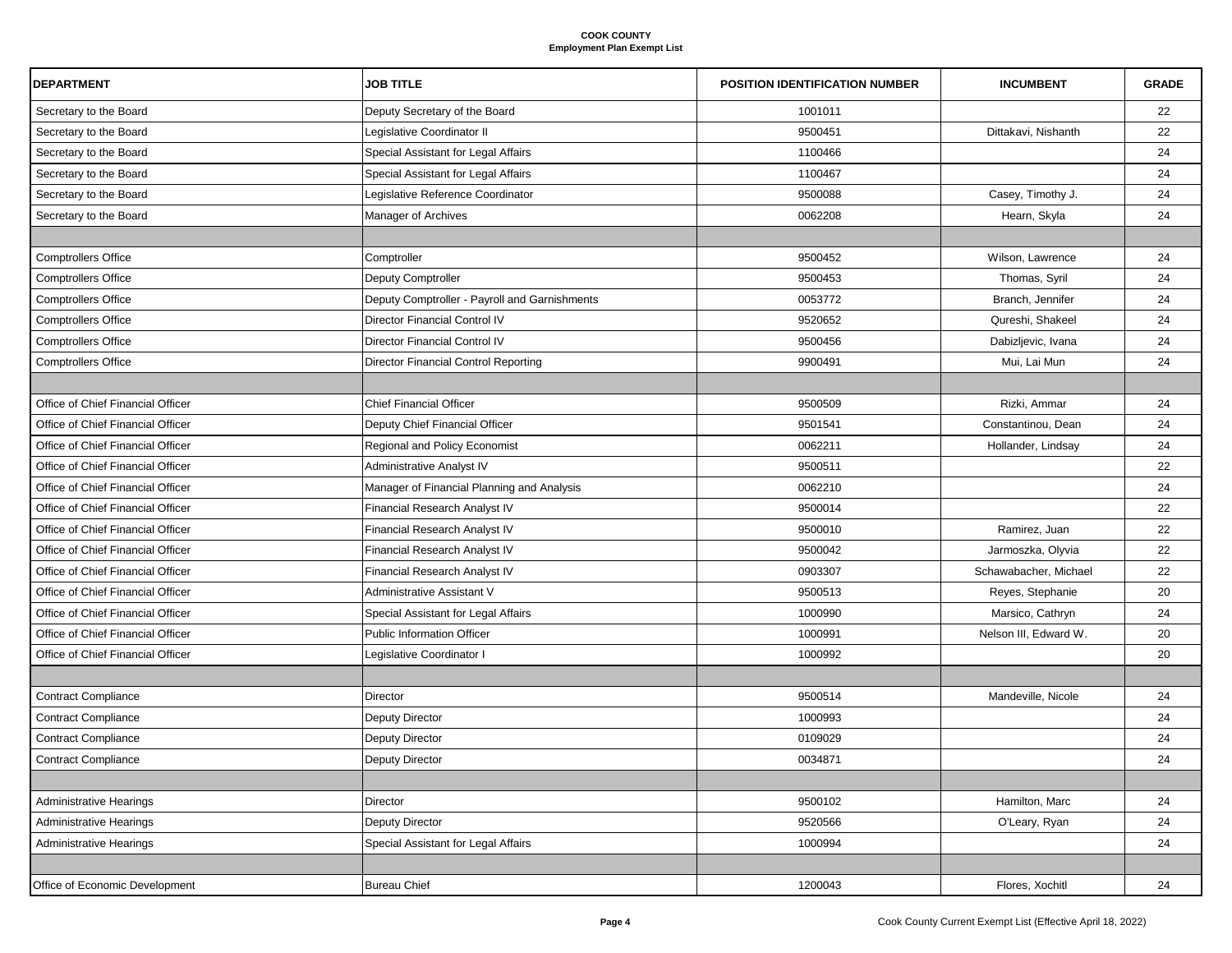**COOK COUNTY**
**Employment Plan Exempt List**

| DEPARTMENT | JOB TITLE | POSITION IDENTIFICATION NUMBER | INCUMBENT | GRADE |
|---|---|---|---|---|
| Secretary to the Board | Deputy Secretary of the Board | 1001011 | | 22 |
| Secretary to the Board | Legislative Coordinator II | 9500451 | Dittakavi, Nishanth | 22 |
| Secretary to the Board | Special Assistant for Legal Affairs | 1100466 | | 24 |
| Secretary to the Board | Special Assistant for Legal Affairs | 1100467 | | 24 |
| Secretary to the Board | Legislative Reference Coordinator | 9500088 | Casey, Timothy J. | 24 |
| Secretary to the Board | Manager of Archives | 0062208 | Hearn, Skyla | 24 |
| | | | | |
| Comptrollers Office | Comptroller | 9500452 | Wilson, Lawrence | 24 |
| Comptrollers Office | Deputy Comptroller | 9500453 | Thomas, Syril | 24 |
| Comptrollers Office | Deputy Comptroller - Payroll and Garnishments | 0053772 | Branch, Jennifer | 24 |
| Comptrollers Office | Director Financial Control IV | 9520652 | Qureshi, Shakeel | 24 |
| Comptrollers Office | Director Financial Control IV | 9500456 | Dabizljevic, Ivana | 24 |
| Comptrollers Office | Director Financial Control Reporting | 9900491 | Mui, Lai Mun | 24 |
| | | | | |
| Office of Chief Financial Officer | Chief Financial Officer | 9500509 | Rizki, Ammar | 24 |
| Office of Chief Financial Officer | Deputy Chief Financial Officer | 9501541 | Constantinou, Dean | 24 |
| Office of Chief Financial Officer | Regional and Policy Economist | 0062211 | Hollander, Lindsay | 24 |
| Office of Chief Financial Officer | Administrative Analyst IV | 9500511 | | 22 |
| Office of Chief Financial Officer | Manager of Financial Planning and Analysis | 0062210 | | 24 |
| Office of Chief Financial Officer | Financial Research Analyst IV | 9500014 | | 22 |
| Office of Chief Financial Officer | Financial Research Analyst IV | 9500010 | Ramirez, Juan | 22 |
| Office of Chief Financial Officer | Financial Research Analyst IV | 9500042 | Jarmoszka, Olyvia | 22 |
| Office of Chief Financial Officer | Financial Research Analyst IV | 0903307 | Schawabacher, Michael | 22 |
| Office of Chief Financial Officer | Administrative Assistant V | 9500513 | Reyes, Stephanie | 20 |
| Office of Chief Financial Officer | Special Assistant for Legal Affairs | 1000990 | Marsico, Cathryn | 24 |
| Office of Chief Financial Officer | Public Information Officer | 1000991 | Nelson III, Edward W. | 20 |
| Office of Chief Financial Officer | Legislative Coordinator I | 1000992 | | 20 |
| | | | | |
| Contract Compliance | Director | 9500514 | Mandeville, Nicole | 24 |
| Contract Compliance | Deputy Director | 1000993 | | 24 |
| Contract Compliance | Deputy Director | 0109029 | | 24 |
| Contract Compliance | Deputy Director | 0034871 | | 24 |
| | | | | |
| Administrative Hearings | Director | 9500102 | Hamilton, Marc | 24 |
| Administrative Hearings | Deputy Director | 9520566 | O'Leary, Ryan | 24 |
| Administrative Hearings | Special Assistant for Legal Affairs | 1000994 | | 24 |
| | | | | |
| Office of Economic Development | Bureau Chief | 1200043 | Flores, Xochitl | 24 |

Cook County Current Exempt List (Effective April 18, 2022)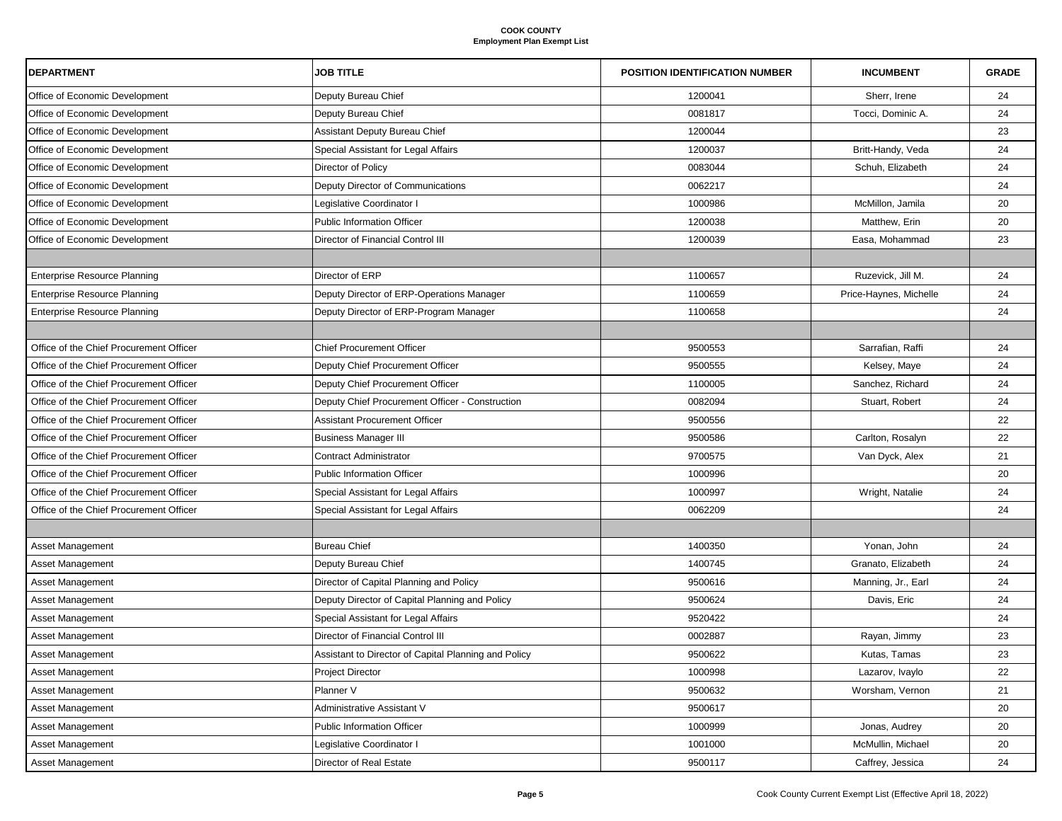**COOK COUNTY**
**Employment Plan Exempt List**

| DEPARTMENT | JOB TITLE | POSITION IDENTIFICATION NUMBER | INCUMBENT | GRADE |
|---|---|---|---|---|
| Office of Economic Development | Deputy Bureau Chief | 1200041 | Sherr, Irene | 24 |
| Office of Economic Development | Deputy Bureau Chief | 0081817 | Tocci, Dominic A. | 24 |
| Office of Economic Development | Assistant Deputy Bureau Chief | 1200044 | | 23 |
| Office of Economic Development | Special Assistant for Legal Affairs | 1200037 | Britt-Handy, Veda | 24 |
| Office of Economic Development | Director of Policy | 0083044 | Schuh, Elizabeth | 24 |
| Office of Economic Development | Deputy Director of Communications | 0062217 | | 24 |
| Office of Economic Development | Legislative Coordinator I | 1000986 | McMillon, Jamila | 20 |
| Office of Economic Development | Public Information Officer | 1200038 | Matthew, Erin | 20 |
| Office of Economic Development | Director of Financial Control III | 1200039 | Easa, Mohammad | 23 |
| | | | | |
| Enterprise Resource Planning | Director of ERP | 1100657 | Ruzevick, Jill M. | 24 |
| Enterprise Resource Planning | Deputy Director of ERP-Operations Manager | 1100659 | Price-Haynes, Michelle | 24 |
| Enterprise Resource Planning | Deputy Director of ERP-Program Manager | 1100658 | | 24 |
| | | | | |
| Office of the Chief Procurement Officer | Chief Procurement Officer | 9500553 | Sarrafian, Raffi | 24 |
| Office of the Chief Procurement Officer | Deputy Chief Procurement Officer | 9500555 | Kelsey, Maye | 24 |
| Office of the Chief Procurement Officer | Deputy Chief Procurement Officer | 1100005 | Sanchez, Richard | 24 |
| Office of the Chief Procurement Officer | Deputy Chief Procurement Officer - Construction | 0082094 | Stuart, Robert | 24 |
| Office of the Chief Procurement Officer | Assistant Procurement Officer | 9500556 | | 22 |
| Office of the Chief Procurement Officer | Business Manager III | 9500586 | Carlton, Rosalyn | 22 |
| Office of the Chief Procurement Officer | Contract Administrator | 9700575 | Van Dyck, Alex | 21 |
| Office of the Chief Procurement Officer | Public Information Officer | 1000996 | | 20 |
| Office of the Chief Procurement Officer | Special Assistant for Legal Affairs | 1000997 | Wright, Natalie | 24 |
| Office of the Chief Procurement Officer | Special Assistant for Legal Affairs | 0062209 | | 24 |
| | | | | |
| Asset Management | Bureau Chief | 1400350 | Yonan, John | 24 |
| Asset Management | Deputy Bureau Chief | 1400745 | Granato, Elizabeth | 24 |
| Asset Management | Director of Capital Planning and Policy | 9500616 | Manning, Jr., Earl | 24 |
| Asset Management | Deputy Director of Capital Planning and Policy | 9500624 | Davis, Eric | 24 |
| Asset Management | Special Assistant for Legal Affairs | 9520422 | | 24 |
| Asset Management | Director of Financial Control III | 0002887 | Rayan, Jimmy | 23 |
| Asset Management | Assistant to Director of Capital Planning and Policy | 9500622 | Kutas, Tamas | 23 |
| Asset Management | Project Director | 1000998 | Lazarov, Ivaylo | 22 |
| Asset Management | Planner V | 9500632 | Worsham, Vernon | 21 |
| Asset Management | Administrative Assistant V | 9500617 | | 20 |
| Asset Management | Public Information Officer | 1000999 | Jonas, Audrey | 20 |
| Asset Management | Legislative Coordinator I | 1001000 | McMullin, Michael | 20 |
| Asset Management | Director of Real Estate | 9500117 | Caffrey, Jessica | 24 |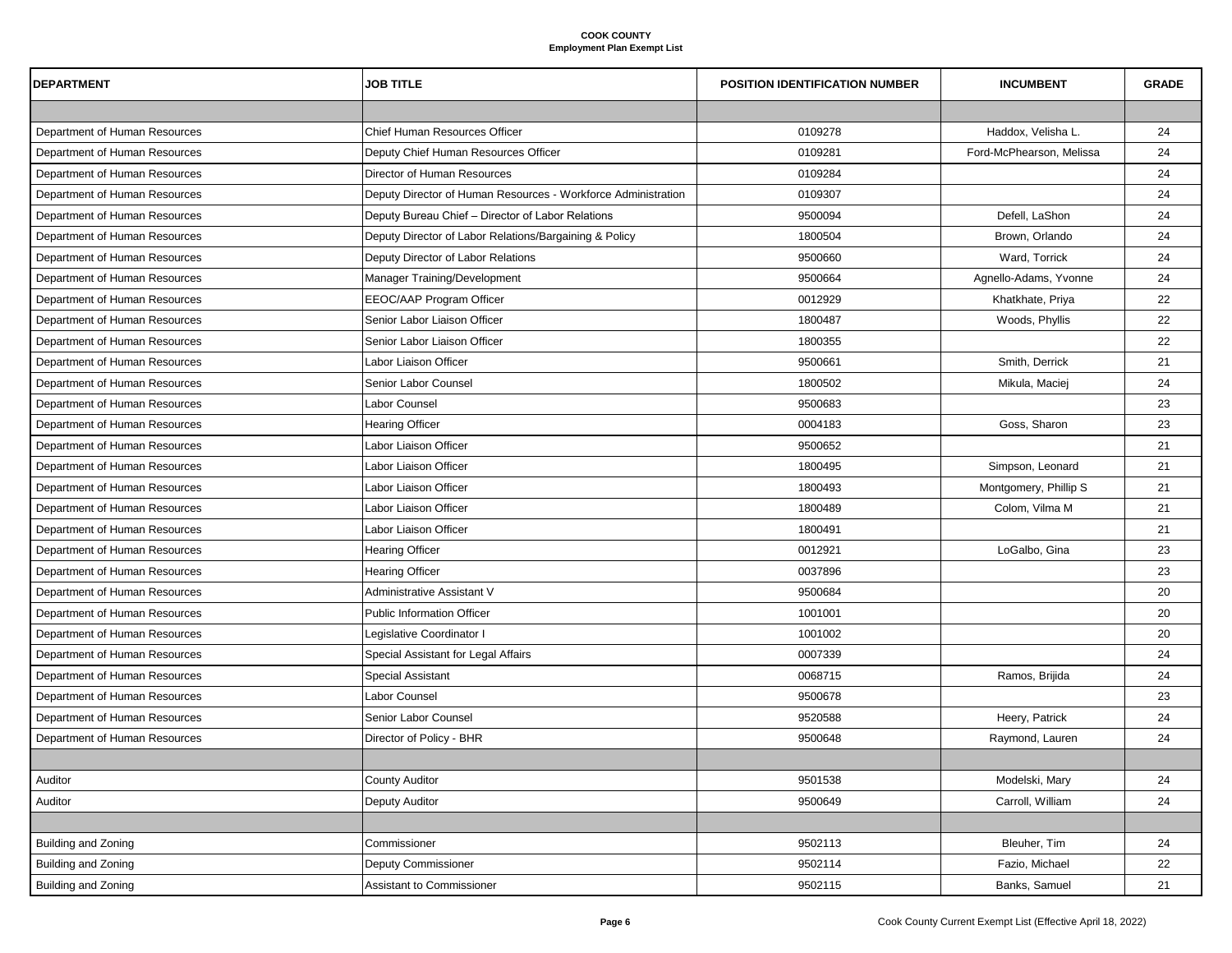**COOK COUNTY**
**Employment Plan Exempt List**

| DEPARTMENT | JOB TITLE | POSITION IDENTIFICATION NUMBER | INCUMBENT | GRADE |
|---|---|---|---|---|
| | | | | |
| Department of Human Resources | Chief Human Resources Officer | 0109278 | Haddox, Velisha L. | 24 |
| Department of Human Resources | Deputy Chief Human Resources Officer | 0109281 | Ford-McPhearson, Melissa | 24 |
| Department of Human Resources | Director of Human Resources | 0109284 | | 24 |
| Department of Human Resources | Deputy Director of Human Resources - Workforce Administration | 0109307 | | 24 |
| Department of Human Resources | Deputy Bureau Chief – Director of Labor Relations | 9500094 | Defell, LaShon | 24 |
| Department of Human Resources | Deputy Director of Labor Relations/Bargaining & Policy | 1800504 | Brown, Orlando | 24 |
| Department of Human Resources | Deputy Director of Labor Relations | 9500660 | Ward, Torrick | 24 |
| Department of Human Resources | Manager Training/Development | 9500664 | Agnello-Adams, Yvonne | 24 |
| Department of Human Resources | EEOC/AAP Program Officer | 0012929 | Khatkhate, Priya | 22 |
| Department of Human Resources | Senior Labor Liaison Officer | 1800487 | Woods, Phyllis | 22 |
| Department of Human Resources | Senior Labor Liaison Officer | 1800355 | | 22 |
| Department of Human Resources | Labor Liaison Officer | 9500661 | Smith, Derrick | 21 |
| Department of Human Resources | Senior Labor Counsel | 1800502 | Mikula, Maciej | 24 |
| Department of Human Resources | Labor Counsel | 9500683 | | 23 |
| Department of Human Resources | Hearing Officer | 0004183 | Goss, Sharon | 23 |
| Department of Human Resources | Labor Liaison Officer | 9500652 | | 21 |
| Department of Human Resources | Labor Liaison Officer | 1800495 | Simpson, Leonard | 21 |
| Department of Human Resources | Labor Liaison Officer | 1800493 | Montgomery, Phillip S | 21 |
| Department of Human Resources | Labor Liaison Officer | 1800489 | Colom, Vilma M | 21 |
| Department of Human Resources | Labor Liaison Officer | 1800491 | | 21 |
| Department of Human Resources | Hearing Officer | 0012921 | LoGalbo, Gina | 23 |
| Department of Human Resources | Hearing Officer | 0037896 | | 23 |
| Department of Human Resources | Administrative Assistant V | 9500684 | | 20 |
| Department of Human Resources | Public Information Officer | 1001001 | | 20 |
| Department of Human Resources | Legislative Coordinator I | 1001002 | | 20 |
| Department of Human Resources | Special Assistant for Legal Affairs | 0007339 | | 24 |
| Department of Human Resources | Special Assistant | 0068715 | Ramos, Brijida | 24 |
| Department of Human Resources | Labor Counsel | 9500678 | | 23 |
| Department of Human Resources | Senior Labor Counsel | 9520588 | Heery, Patrick | 24 |
| Department of Human Resources | Director of Policy - BHR | 9500648 | Raymond, Lauren | 24 |
| | | | | |
| Auditor | County Auditor | 9501538 | Modelski, Mary | 24 |
| Auditor | Deputy Auditor | 9500649 | Carroll, William | 24 |
| | | | | |
| Building and Zoning | Commissioner | 9502113 | Bleuher, Tim | 24 |
| Building and Zoning | Deputy Commissioner | 9502114 | Fazio, Michael | 22 |
| Building and Zoning | Assistant to Commissioner | 9502115 | Banks, Samuel | 21 |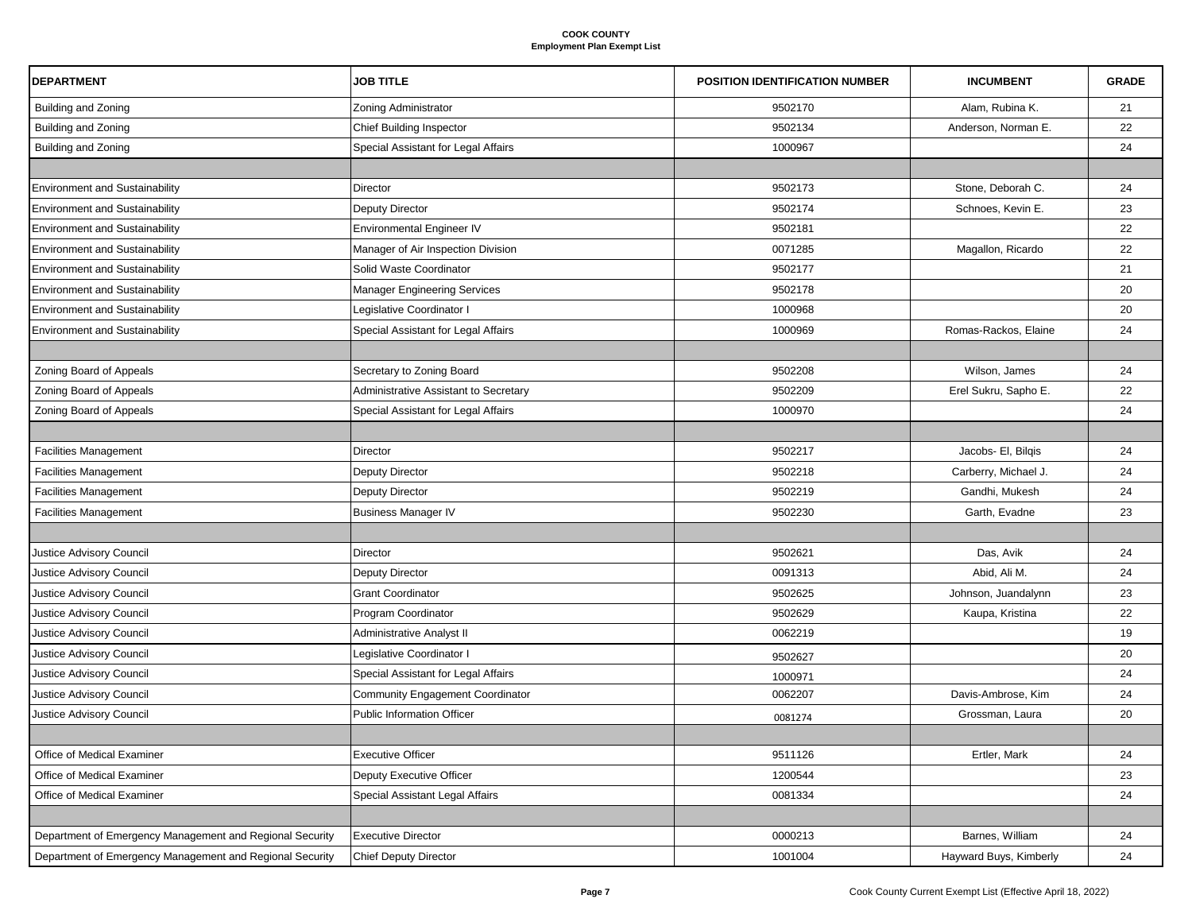**COOK COUNTY**
**Employment Plan Exempt List**

| DEPARTMENT | JOB TITLE | POSITION IDENTIFICATION NUMBER | INCUMBENT | GRADE |
|---|---|---|---|---|
| Building and Zoning | Zoning Administrator | 9502170 | Alam, Rubina K. | 21 |
| Building and Zoning | Chief Building Inspector | 9502134 | Anderson, Norman E. | 22 |
| Building and Zoning | Special Assistant for Legal Affairs | 1000967 | | 24 |
| | | | | |
| Environment and Sustainability | Director | 9502173 | Stone, Deborah C. | 24 |
| Environment and Sustainability | Deputy Director | 9502174 | Schnoes, Kevin E. | 23 |
| Environment and Sustainability | Environmental Engineer IV | 9502181 | | 22 |
| Environment and Sustainability | Manager of Air Inspection Division | 0071285 | Magallon, Ricardo | 22 |
| Environment and Sustainability | Solid Waste Coordinator | 9502177 | | 21 |
| Environment and Sustainability | Manager Engineering Services | 9502178 | | 20 |
| Environment and Sustainability | Legislative Coordinator I | 1000968 | | 20 |
| Environment and Sustainability | Special Assistant for Legal Affairs | 1000969 | Romas-Rackos, Elaine | 24 |
| | | | | |
| Zoning Board of Appeals | Secretary to Zoning Board | 9502208 | Wilson, James | 24 |
| Zoning Board of Appeals | Administrative Assistant to Secretary | 9502209 | Erel Sukru, Sapho E. | 22 |
| Zoning Board of Appeals | Special Assistant for Legal Affairs | 1000970 | | 24 |
| | | | | |
| Facilities Management | Director | 9502217 | Jacobs- El, Bilqis | 24 |
| Facilities Management | Deputy Director | 9502218 | Carberry, Michael J. | 24 |
| Facilities Management | Deputy Director | 9502219 | Gandhi, Mukesh | 24 |
| Facilities Management | Business Manager IV | 9502230 | Garth, Evadne | 23 |
| | | | | |
| Justice Advisory Council | Director | 9502621 | Das, Avik | 24 |
| Justice Advisory Council | Deputy Director | 0091313 | Abid, Ali M. | 24 |
| Justice Advisory Council | Grant Coordinator | 9502625 | Johnson, Juandalynn | 23 |
| Justice Advisory Council | Program Coordinator | 9502629 | Kaupa, Kristina | 22 |
| Justice Advisory Council | Administrative Analyst II | 0062219 | | 19 |
| Justice Advisory Council | Legislative Coordinator I | 9502627 | | 20 |
| Justice Advisory Council | Special Assistant for Legal Affairs | 1000971 | | 24 |
| Justice Advisory Council | Community Engagement Coordinator | 0062207 | Davis-Ambrose, Kim | 24 |
| Justice Advisory Council | Public Information Officer | 0081274 | Grossman, Laura | 20 |
| | | | | |
| Office of Medical Examiner | Executive Officer | 9511126 | Ertler, Mark | 24 |
| Office of Medical Examiner | Deputy Executive Officer | 1200544 | | 23 |
| Office of Medical Examiner | Special Assistant Legal Affairs | 0081334 | | 24 |
| | | | | |
| Department of Emergency Management and Regional Security | Executive Director | 0000213 | Barnes, William | 24 |
| Department of Emergency Management and Regional Security | Chief Deputy Director | 1001004 | Hayward Buys, Kimberly | 24 |

Cook County Current Exempt List (Effective April 18, 2022)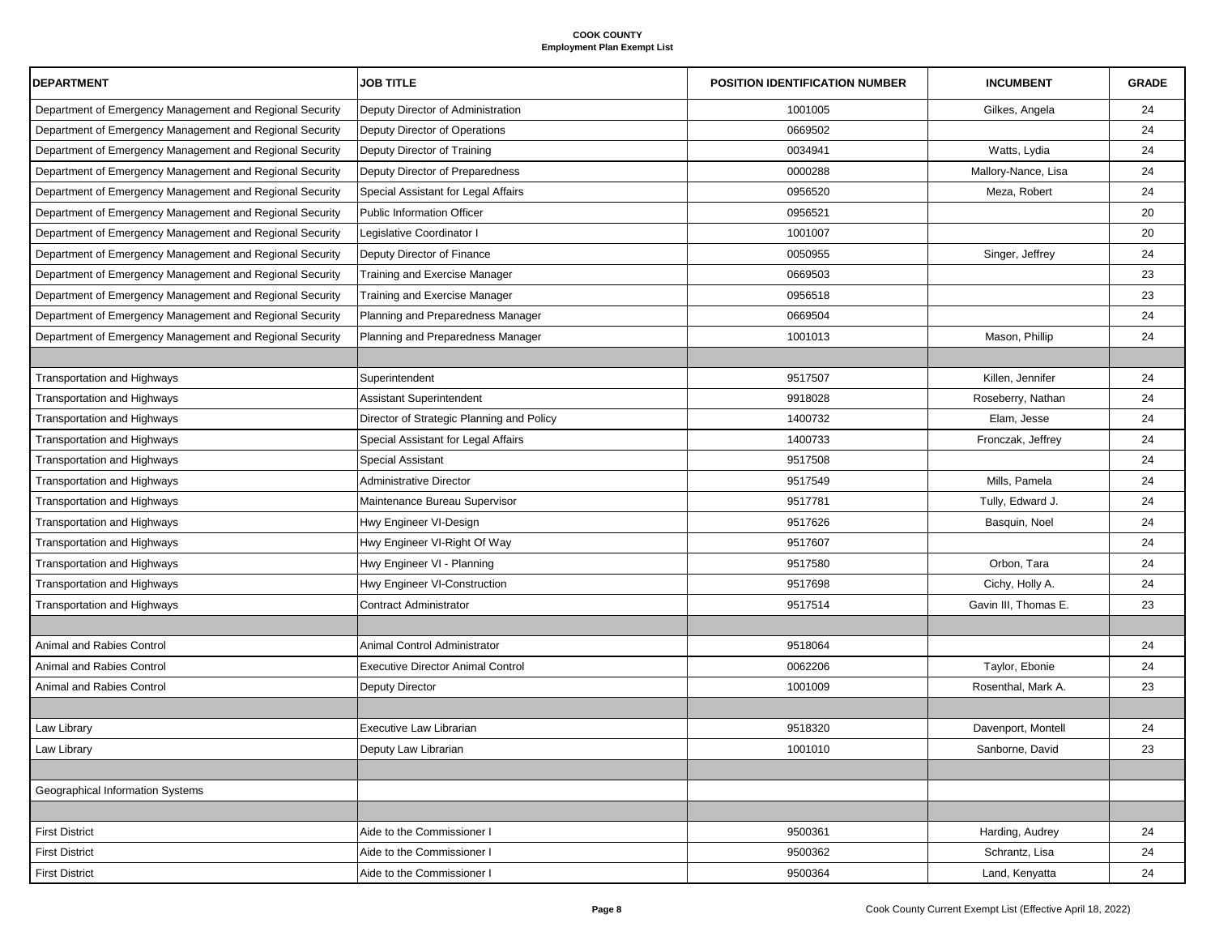**COOK COUNTY**
**Employment Plan Exempt List**

| DEPARTMENT | JOB TITLE | POSITION IDENTIFICATION NUMBER | INCUMBENT | GRADE |
|---|---|---|---|---|
| Department of Emergency Management and Regional Security | Deputy Director of Administration | 1001005 | Gilkes, Angela | 24 |
| Department of Emergency Management and Regional Security | Deputy Director of Operations | 0669502 | | 24 |
| Department of Emergency Management and Regional Security | Deputy Director of Training | 0034941 | Watts, Lydia | 24 |
| Department of Emergency Management and Regional Security | Deputy Director of Preparedness | 0000288 | Mallory-Nance, Lisa | 24 |
| Department of Emergency Management and Regional Security | Special Assistant for Legal Affairs | 0956520 | Meza, Robert | 24 |
| Department of Emergency Management and Regional Security | Public Information Officer | 0956521 | | 20 |
| Department of Emergency Management and Regional Security | Legislative Coordinator I | 1001007 | | 20 |
| Department of Emergency Management and Regional Security | Deputy Director of Finance | 0050955 | Singer, Jeffrey | 24 |
| Department of Emergency Management and Regional Security | Training and Exercise Manager | 0669503 | | 23 |
| Department of Emergency Management and Regional Security | Training and Exercise Manager | 0956518 | | 23 |
| Department of Emergency Management and Regional Security | Planning and Preparedness Manager | 0669504 | | 24 |
| Department of Emergency Management and Regional Security | Planning and Preparedness Manager | 1001013 | Mason, Phillip | 24 |
| | | | | |
| Transportation and Highways | Superintendent | 9517507 | Killen, Jennifer | 24 |
| Transportation and Highways | Assistant Superintendent | 9918028 | Roseberry, Nathan | 24 |
| Transportation and Highways | Director of Strategic Planning and Policy | 1400732 | Elam, Jesse | 24 |
| Transportation and Highways | Special Assistant for Legal Affairs | 1400733 | Fronczak, Jeffrey | 24 |
| Transportation and Highways | Special Assistant | 9517508 | | 24 |
| Transportation and Highways | Administrative Director | 9517549 | Mills, Pamela | 24 |
| Transportation and Highways | Maintenance Bureau Supervisor | 9517781 | Tully, Edward J. | 24 |
| Transportation and Highways | Hwy Engineer VI-Design | 9517626 | Basquin, Noel | 24 |
| Transportation and Highways | Hwy Engineer VI-Right Of Way | 9517607 | | 24 |
| Transportation and Highways | Hwy Engineer VI - Planning | 9517580 | Orbon, Tara | 24 |
| Transportation and Highways | Hwy Engineer VI-Construction | 9517698 | Cichy, Holly A. | 24 |
| Transportation and Highways | Contract Administrator | 9517514 | Gavin III, Thomas E. | 23 |
| | | | | |
| Animal and Rabies Control | Animal Control Administrator | 9518064 | | 24 |
| Animal and Rabies Control | Executive Director Animal Control | 0062206 | Taylor, Ebonie | 24 |
| Animal and Rabies Control | Deputy Director | 1001009 | Rosenthal, Mark A. | 23 |
| | | | | |
| Law Library | Executive Law Librarian | 9518320 | Davenport, Montell | 24 |
| Law Library | Deputy Law Librarian | 1001010 | Sanborne, David | 23 |
| | | | | |
| Geographical Information Systems | | | | |
| | | | | |
| First District | Aide to the Commissioner I | 9500361 | Harding, Audrey | 24 |
| First District | Aide to the Commissioner I | 9500362 | Schrantz, Lisa | 24 |
| First District | Aide to the Commissioner I | 9500364 | Land, Kenyatta | 24 |

Cook County Current Exempt List (Effective April 18, 2022)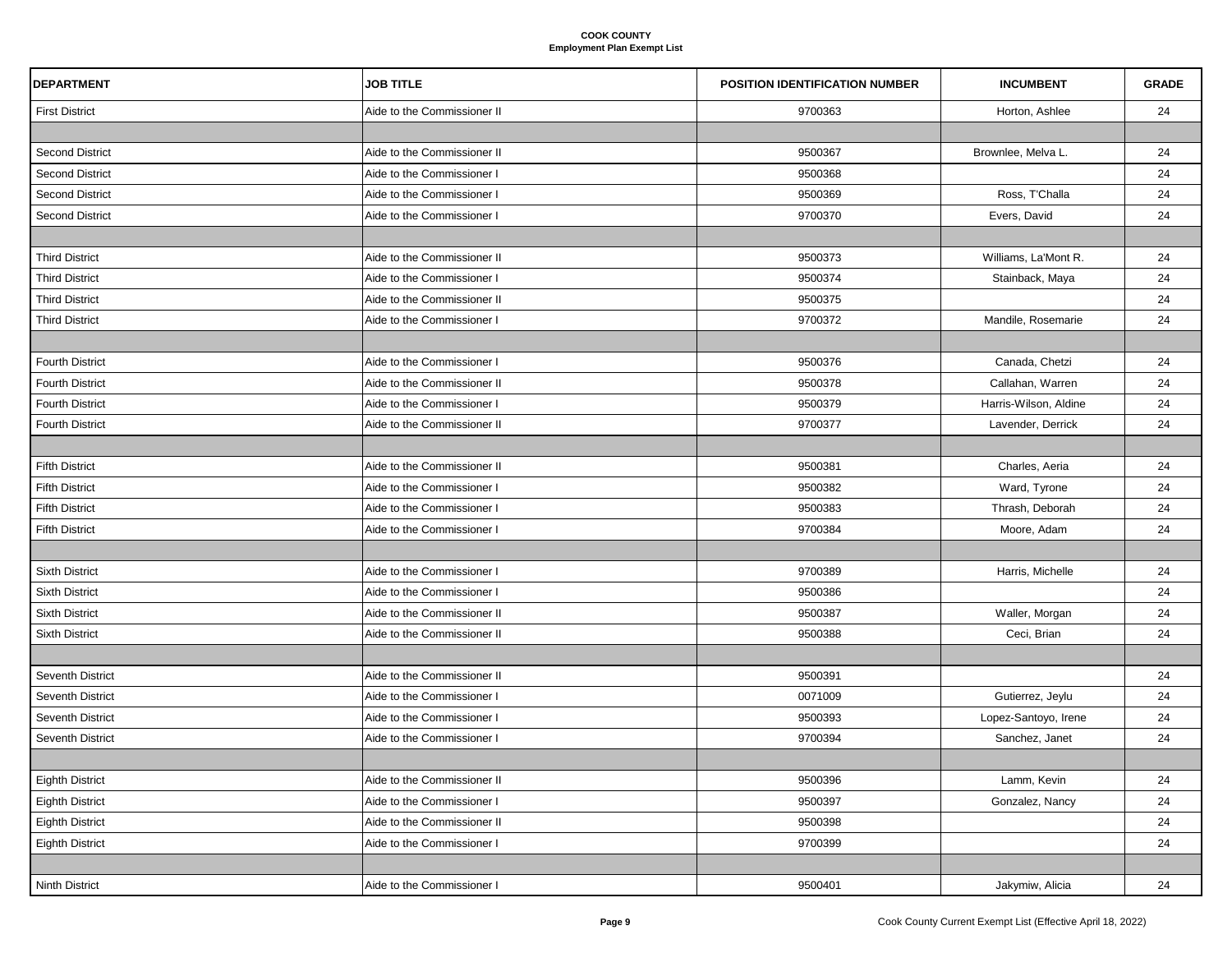**COOK COUNTY**
**Employment Plan Exempt List**

| DEPARTMENT | JOB TITLE | POSITION IDENTIFICATION NUMBER | INCUMBENT | GRADE |
|---|---|---|---|---|
| First District | Aide to the Commissioner II | 9700363 | Horton, Ashlee | 24 |
| | | | | |
| Second District | Aide to the Commissioner II | 9500367 | Brownlee, Melva L. | 24 |
| Second District | Aide to the Commissioner I | 9500368 | | 24 |
| Second District | Aide to the Commissioner I | 9500369 | Ross, T'Challa | 24 |
| Second District | Aide to the Commissioner I | 9700370 | Evers, David | 24 |
| | | | | |
| Third District | Aide to the Commissioner II | 9500373 | Williams, La'Mont R. | 24 |
| Third District | Aide to the Commissioner I | 9500374 | Stainback, Maya | 24 |
| Third District | Aide to the Commissioner II | 9500375 | | 24 |
| Third District | Aide to the Commissioner I | 9700372 | Mandile, Rosemarie | 24 |
| | | | | |
| Fourth District | Aide to the Commissioner I | 9500376 | Canada, Chetzi | 24 |
| Fourth District | Aide to the Commissioner II | 9500378 | Callahan, Warren | 24 |
| Fourth District | Aide to the Commissioner I | 9500379 | Harris-Wilson, Aldine | 24 |
| Fourth District | Aide to the Commissioner II | 9700377 | Lavender, Derrick | 24 |
| | | | | |
| Fifth District | Aide to the Commissioner II | 9500381 | Charles, Aeria | 24 |
| Fifth District | Aide to the Commissioner I | 9500382 | Ward, Tyrone | 24 |
| Fifth District | Aide to the Commissioner I | 9500383 | Thrash, Deborah | 24 |
| Fifth District | Aide to the Commissioner I | 9700384 | Moore, Adam | 24 |
| | | | | |
| Sixth District | Aide to the Commissioner I | 9700389 | Harris, Michelle | 24 |
| Sixth District | Aide to the Commissioner I | 9500386 | | 24 |
| Sixth District | Aide to the Commissioner II | 9500387 | Waller, Morgan | 24 |
| Sixth District | Aide to the Commissioner II | 9500388 | Ceci, Brian | 24 |
| | | | | |
| Seventh District | Aide to the Commissioner II | 9500391 | | 24 |
| Seventh District | Aide to the Commissioner I | 0071009 | Gutierrez, Jeylu | 24 |
| Seventh District | Aide to the Commissioner I | 9500393 | Lopez-Santoyo, Irene | 24 |
| Seventh District | Aide to the Commissioner I | 9700394 | Sanchez, Janet | 24 |
| | | | | |
| Eighth District | Aide to the Commissioner II | 9500396 | Lamm, Kevin | 24 |
| Eighth District | Aide to the Commissioner I | 9500397 | Gonzalez, Nancy | 24 |
| Eighth District | Aide to the Commissioner II | 9500398 | | 24 |
| Eighth District | Aide to the Commissioner I | 9700399 | | 24 |
| | | | | |
| Ninth District | Aide to the Commissioner I | 9500401 | Jakymiw, Alicia | 24 |

Cook County Current Exempt List (Effective April 18, 2022)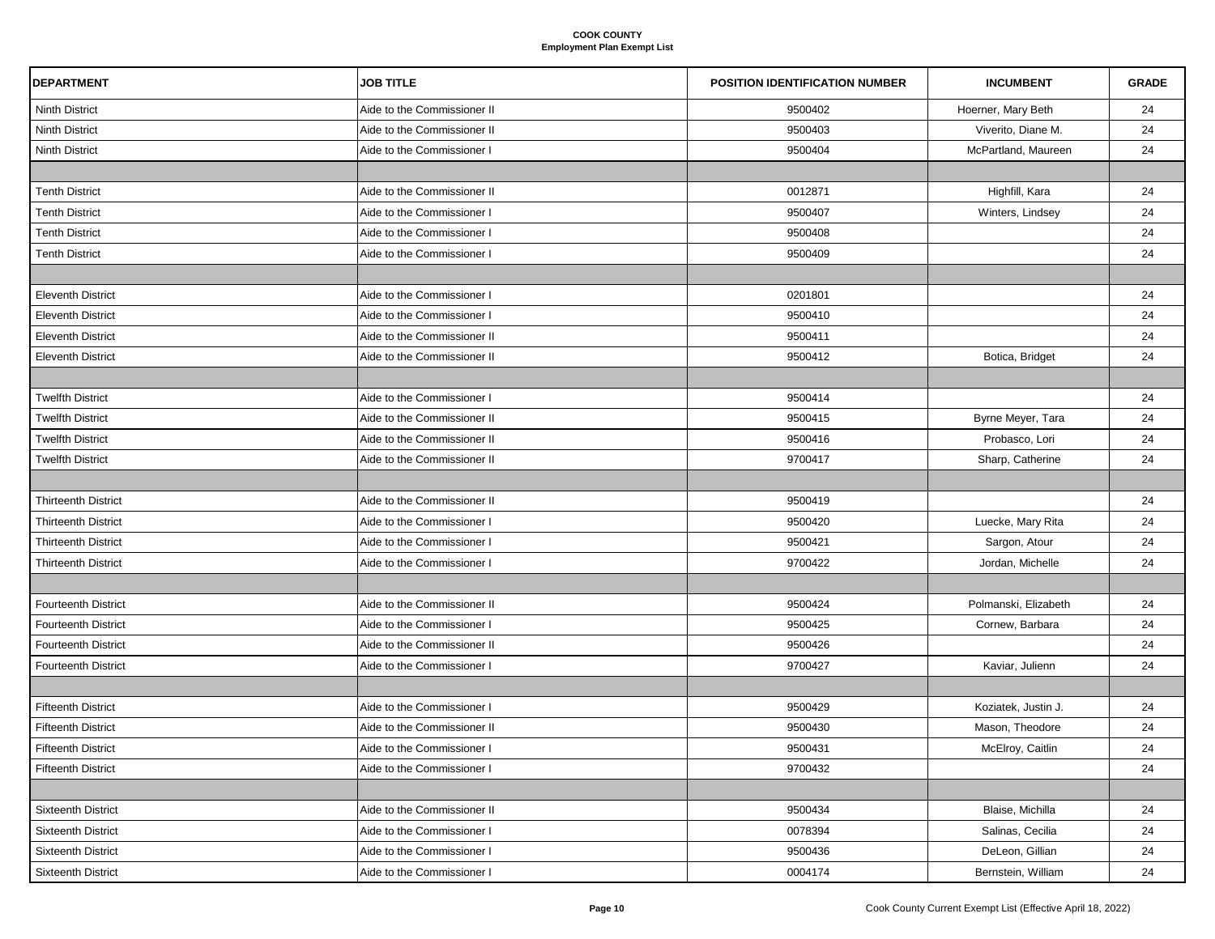**COOK COUNTY**
**Employment Plan Exempt List**

| DEPARTMENT | JOB TITLE | POSITION IDENTIFICATION NUMBER | INCUMBENT | GRADE |
|---|---|---|---|---|
| Ninth District | Aide to the Commissioner II | 9500402 | Hoerner, Mary Beth | 24 |
| Ninth District | Aide to the Commissioner II | 9500403 | Viverito, Diane M. | 24 |
| Ninth District | Aide to the Commissioner I | 9500404 | McPartland, Maureen | 24 |
| | | | | |
| Tenth District | Aide to the Commissioner II | 0012871 | Highfill, Kara | 24 |
| Tenth District | Aide to the Commissioner I | 9500407 | Winters, Lindsey | 24 |
| Tenth District | Aide to the Commissioner I | 9500408 | | 24 |
| Tenth District | Aide to the Commissioner I | 9500409 | | 24 |
| | | | | |
| Eleventh District | Aide to the Commissioner I | 0201801 | | 24 |
| Eleventh District | Aide to the Commissioner I | 9500410 | | 24 |
| Eleventh District | Aide to the Commissioner II | 9500411 | | 24 |
| Eleventh District | Aide to the Commissioner II | 9500412 | Botica, Bridget | 24 |
| | | | | |
| Twelfth District | Aide to the Commissioner I | 9500414 | | 24 |
| Twelfth District | Aide to the Commissioner II | 9500415 | Byrne Meyer, Tara | 24 |
| Twelfth District | Aide to the Commissioner II | 9500416 | Probasco, Lori | 24 |
| Twelfth District | Aide to the Commissioner II | 9700417 | Sharp, Catherine | 24 |
| | | | | |
| Thirteenth District | Aide to the Commissioner II | 9500419 | | 24 |
| Thirteenth District | Aide to the Commissioner I | 9500420 | Luecke, Mary Rita | 24 |
| Thirteenth District | Aide to the Commissioner I | 9500421 | Sargon, Atour | 24 |
| Thirteenth District | Aide to the Commissioner I | 9700422 | Jordan, Michelle | 24 |
| | | | | |
| Fourteenth District | Aide to the Commissioner II | 9500424 | Polmanski, Elizabeth | 24 |
| Fourteenth District | Aide to the Commissioner I | 9500425 | Cornew, Barbara | 24 |
| Fourteenth District | Aide to the Commissioner II | 9500426 | | 24 |
| Fourteenth District | Aide to the Commissioner I | 9700427 | Kaviar, Julienn | 24 |
| | | | | |
| Fifteenth District | Aide to the Commissioner I | 9500429 | Koziatek, Justin J. | 24 |
| Fifteenth District | Aide to the Commissioner II | 9500430 | Mason, Theodore | 24 |
| Fifteenth District | Aide to the Commissioner I | 9500431 | McElroy, Caitlin | 24 |
| Fifteenth District | Aide to the Commissioner I | 9700432 | | 24 |
| | | | | |
| Sixteenth District | Aide to the Commissioner II | 9500434 | Blaise, Michilla | 24 |
| Sixteenth District | Aide to the Commissioner I | 0078394 | Salinas, Cecilia | 24 |
| Sixteenth District | Aide to the Commissioner I | 9500436 | DeLeon, Gillian | 24 |
| Sixteenth District | Aide to the Commissioner I | 0004174 | Bernstein, William | 24 |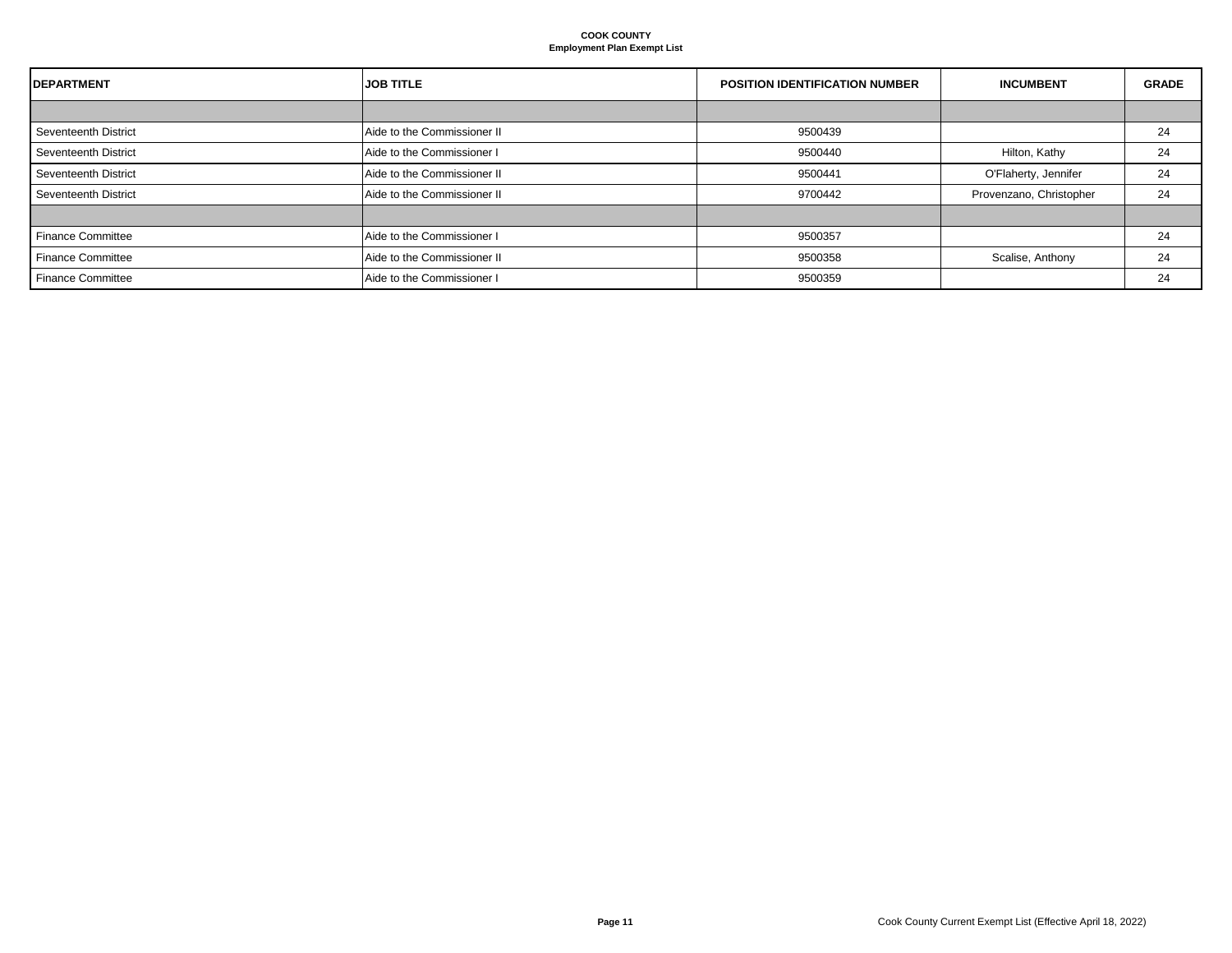**COOK COUNTY**
**Employment Plan Exempt List**

| DEPARTMENT | JOB TITLE | POSITION IDENTIFICATION NUMBER | INCUMBENT | GRADE |
|---|---|---|---|---|
| | | | | |
| Seventeenth District | Aide to the Commissioner II | 9500439 | | 24 |
| Seventeenth District | Aide to the Commissioner I | 9500440 | Hilton, Kathy | 24 |
| Seventeenth District | Aide to the Commissioner II | 9500441 | O'Flaherty, Jennifer | 24 |
| Seventeenth District | Aide to the Commissioner II | 9700442 | Provenzano, Christopher | 24 |
| | | | | |
| Finance Committee | Aide to the Commissioner I | 9500357 | | 24 |
| Finance Committee | Aide to the Commissioner II | 9500358 | Scalise, Anthony | 24 |
| Finance Committee | Aide to the Commissioner I | 9500359 | | 24 |